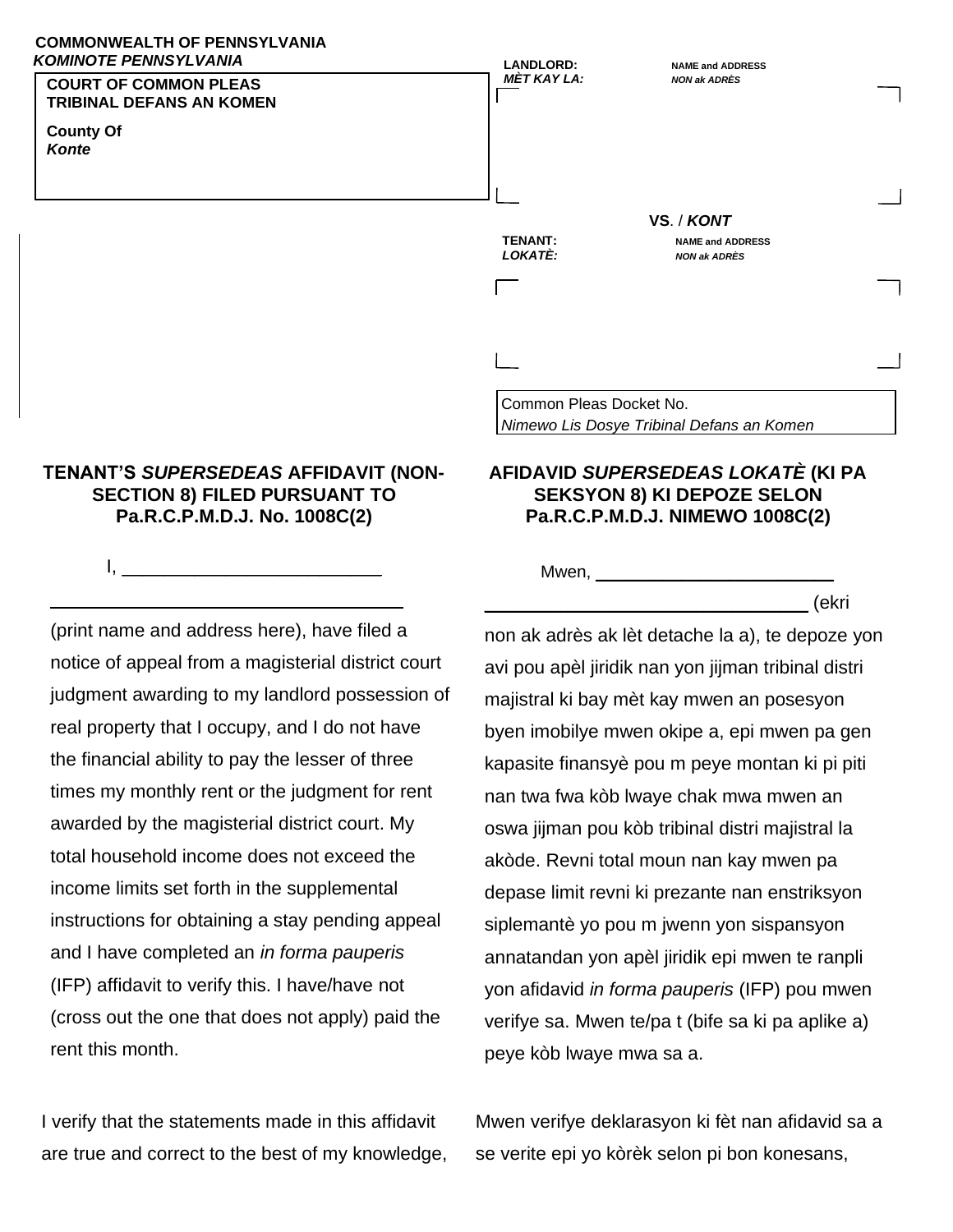**COMMONWEALTH OF PENNSYLVANIA**
***KOMINOTE PENNSYLVANIA***

**COURT OF COMMON PLEAS**
**TRIBINAL DEFANS AN KOMEN**

**County Of**
***Konte***

**LANDLORD:** / ***MÈT KAY LA:*** — **NAME and ADDRESS** / ***NON ak ADRÈS***

**VS**. / ***KONT***

**TENANT:** / ***LOKATÈ:*** — **NAME and ADDRESS** / ***NON ak ADRÈS***

Common Pleas Docket No.
*Nimewo Lis Dosye Tribinal Defans an Komen*

## TENANT'S *SUPERSEDEAS* AFFIDAVIT (NON-SECTION 8) FILED PURSUANT TO Pa.R.C.P.M.D.J. No. 1008C(2)

I, __________________________

___________________________________ (print name and address here), have filed a notice of appeal from a magisterial district court judgment awarding to my landlord possession of real property that I occupy, and I do not have the financial ability to pay the lesser of three times my monthly rent or the judgment for rent awarded by the magisterial district court. My total household income does not exceed the income limits set forth in the supplemental instructions for obtaining a stay pending appeal and I have completed an *in forma pauperis* (IFP) affidavit to verify this. I have/have not (cross out the one that does not apply) paid the rent this month.

I verify that the statements made in this affidavit are true and correct to the best of my knowledge,

## AFIDAVID *SUPERSEDEAS LOKATÈ* (KI PA SEKSYON 8) KI DEPOZE SELON Pa.R.C.P.M.D.J. NIMEWO 1008C(2)

Mwen, ________________________

________________________________ (ekri non ak adrès ak lèt detache la a), te depoze yon avi pou apèl jiridik nan yon jijman tribinal distri majistral ki bay mèt kay mwen an posesyon byen imobilye mwen okipe a, epi mwen pa gen kapasite finansyè pou m peye montan ki pi piti nan twa fwa kòb lwaye chak mwa mwen an oswa jijman pou kòb tribinal distri majistral la akòde. Revni total moun nan kay mwen pa depase limit revni ki prezante nan enstriksyon siplemantè yo pou m jwenn yon sispansyon annatandan yon apèl jiridik epi mwen te ranpli yon afidavid *in forma pauperis* (IFP) pou mwen verifye sa. Mwen te/pa t (bife sa ki pa aplike a) peye kòb lwaye mwa sa a.

Mwen verifye deklarasyon ki fèt nan afidavid sa a se verite epi yo kòrèk selon pi bon konesans,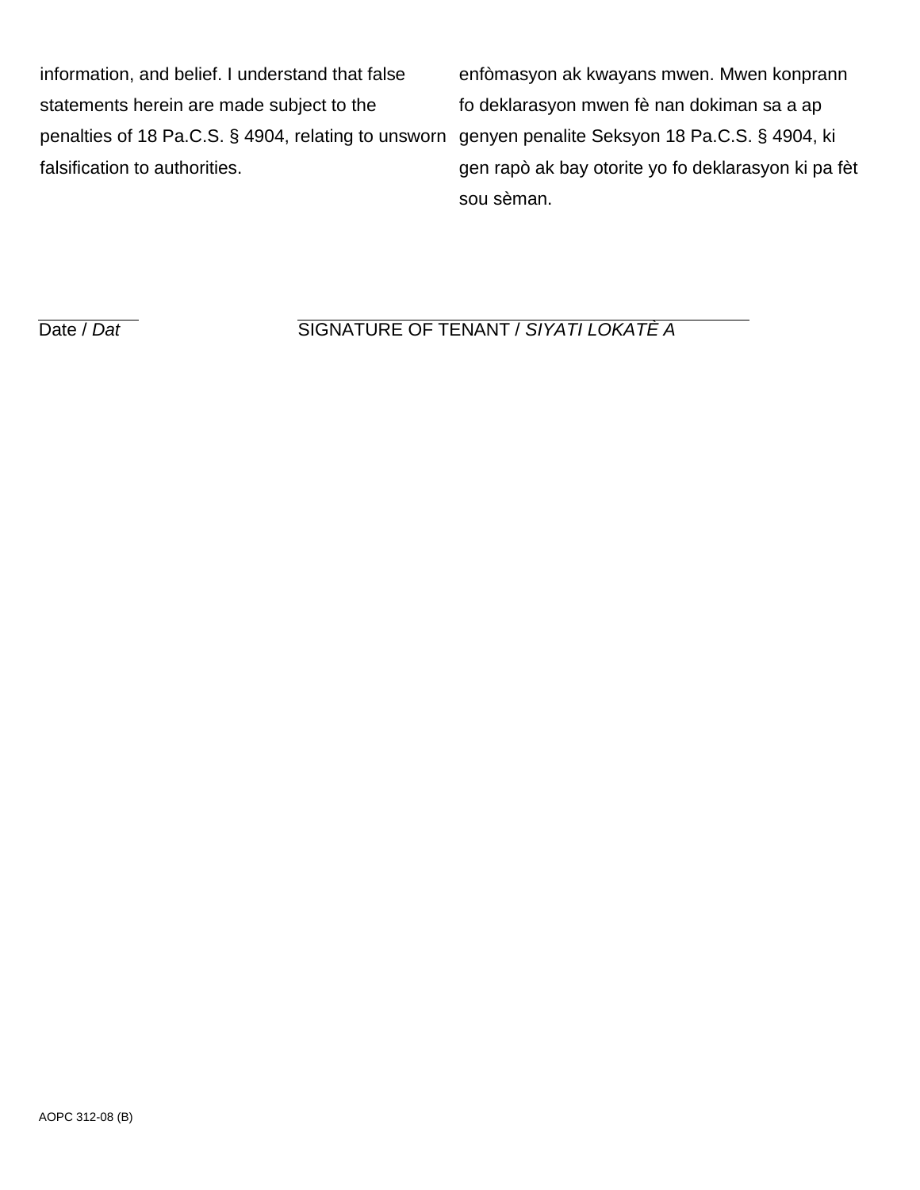information, and belief. I understand that false statements herein are made subject to the penalties of 18 Pa.C.S. § 4904, relating to unsworn falsification to authorities.

enfòmasyon ak kwayans mwen. Mwen konprann fo deklarasyon mwen fè nan dokiman sa a ap genyen penalite Seksyon 18 Pa.C.S. § 4904, ki gen rapò ak bay otorite yo fo deklarasyon ki pa fèt sou sèman.

\_\_\_\_\_\_\_\_\_\_
Date / *Dat*

\_\_\_\_\_\_\_\_\_\_\_\_\_\_\_\_\_\_\_\_\_\_\_\_\_\_\_\_\_\_\_\_\_\_\_\_\_\_\_\_\_\_
SIGNATURE OF TENANT / *SIYATI LOKATÈ A*

AOPC 312-08 (B)